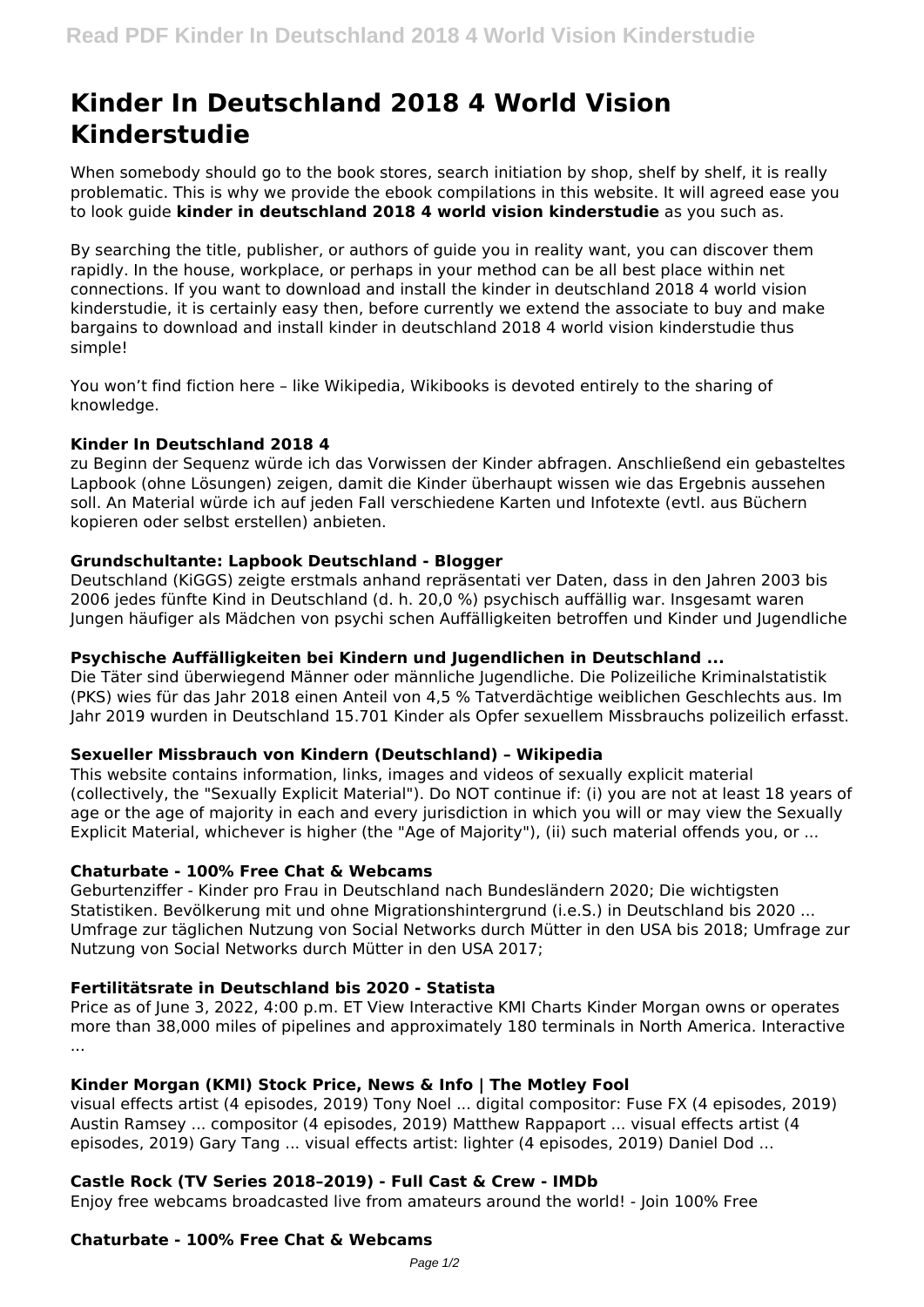# Kinder In Deutschland 2018 4 World Vision Kinderstudie

When somebody should go to the book stores, search initiation by shop, shelf by shelf, it is really problematic. This is why we provide the ebook compilations in this website. It will agreed ease you to look guide **kinder in deutschland 2018 4 world vision kinderstudie** as you such as.

By searching the title, publisher, or authors of guide you in reality want, you can discover them rapidly. In the house, workplace, or perhaps in your method can be all best place within net connections. If you want to download and install the kinder in deutschland 2018 4 world vision kinderstudie, it is certainly easy then, before currently we extend the associate to buy and make bargains to download and install kinder in deutschland 2018 4 world vision kinderstudie thus simple!

You won't find fiction here – like Wikipedia, Wikibooks is devoted entirely to the sharing of knowledge.

### Kinder In Deutschland 2018 4

zu Beginn der Sequenz würde ich das Vorwissen der Kinder abfragen. Anschließend ein gebasteltes Lapbook (ohne Lösungen) zeigen, damit die Kinder überhaupt wissen wie das Ergebnis aussehen soll. An Material würde ich auf jeden Fall verschiedene Karten und Infotexte (evtl. aus Büchern kopieren oder selbst erstellen) anbieten.

### Grundschultante: Lapbook Deutschland - Blogger

Deutschland (KiGGS) zeigte erstmals anhand repräsentati ver Daten, dass in den Jahren 2003 bis 2006 jedes fünfte Kind in Deutschland (d. h. 20,0 %) psychisch auffällig war. Insgesamt waren Jungen häufiger als Mädchen von psychi schen Auffälligkeiten betroffen und Kinder und Jugendliche

### Psychische Auffälligkeiten bei Kindern und Jugendlichen in Deutschland ...

Die Täter sind überwiegend Männer oder männliche Jugendliche. Die Polizeiliche Kriminalstatistik (PKS) wies für das Jahr 2018 einen Anteil von 4,5 % Tatverdächtige weiblichen Geschlechts aus. Im Jahr 2019 wurden in Deutschland 15.701 Kinder als Opfer sexuellem Missbrauchs polizeilich erfasst.

### Sexueller Missbrauch von Kindern (Deutschland) – Wikipedia

This website contains information, links, images and videos of sexually explicit material (collectively, the "Sexually Explicit Material"). Do NOT continue if: (i) you are not at least 18 years of age or the age of majority in each and every jurisdiction in which you will or may view the Sexually Explicit Material, whichever is higher (the "Age of Majority"), (ii) such material offends you, or ...

### Chaturbate - 100% Free Chat & Webcams

Geburtenziffer - Kinder pro Frau in Deutschland nach Bundesländern 2020; Die wichtigsten Statistiken. Bevölkerung mit und ohne Migrationshintergrund (i.e.S.) in Deutschland bis 2020 ... Umfrage zur täglichen Nutzung von Social Networks durch Mütter in den USA bis 2018; Umfrage zur Nutzung von Social Networks durch Mütter in den USA 2017;

### Fertilitätsrate in Deutschland bis 2020 - Statista

Price as of June 3, 2022, 4:00 p.m. ET View Interactive KMI Charts Kinder Morgan owns or operates more than 38,000 miles of pipelines and approximately 180 terminals in North America. Interactive ...

### Kinder Morgan (KMI) Stock Price, News & Info | The Motley Fool

visual effects artist (4 episodes, 2019) Tony Noel ... digital compositor: Fuse FX (4 episodes, 2019) Austin Ramsey ... compositor (4 episodes, 2019) Matthew Rappaport ... visual effects artist (4 episodes, 2019) Gary Tang ... visual effects artist: lighter (4 episodes, 2019) Daniel Dod ...

### Castle Rock (TV Series 2018–2019) - Full Cast & Crew - IMDb

Enjoy free webcams broadcasted live from amateurs around the world! - Join 100% Free

### Chaturbate - 100% Free Chat & Webcams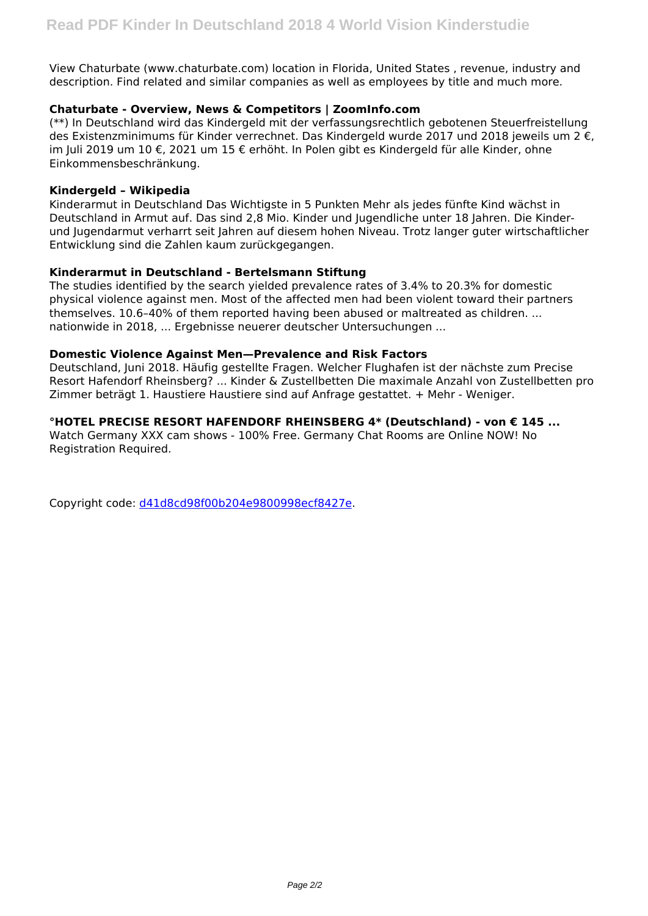View Chaturbate (www.chaturbate.com) location in Florida, United States , revenue, industry and description. Find related and similar companies as well as employees by title and much more.

**Chaturbate - Overview, News & Competitors | ZoomInfo.com**

(**) In Deutschland wird das Kindergeld mit der verfassungsrechtlich gebotenen Steuerfreistellung des Existenzminimums für Kinder verrechnet. Das Kindergeld wurde 2017 und 2018 jeweils um 2 €, im Juli 2019 um 10 €, 2021 um 15 € erhöht. In Polen gibt es Kindergeld für alle Kinder, ohne Einkommensbeschränkung.

**Kindergeld – Wikipedia**

Kinderarmut in Deutschland Das Wichtigste in 5 Punkten Mehr als jedes fünfte Kind wächst in Deutschland in Armut auf. Das sind 2,8 Mio. Kinder und Jugendliche unter 18 Jahren. Die Kinder- und Jugendarmut verharrt seit Jahren auf diesem hohen Niveau. Trotz langer guter wirtschaftlicher Entwicklung sind die Zahlen kaum zurückgegangen.

**Kinderarmut in Deutschland - Bertelsmann Stiftung**

The studies identified by the search yielded prevalence rates of 3.4% to 20.3% for domestic physical violence against men. Most of the affected men had been violent toward their partners themselves. 10.6–40% of them reported having been abused or maltreated as children. ... nationwide in 2018, ... Ergebnisse neuerer deutscher Untersuchungen ...

**Domestic Violence Against Men—Prevalence and Risk Factors**

Deutschland, Juni 2018. Häufig gestellte Fragen. Welcher Flughafen ist der nächste zum Precise Resort Hafendorf Rheinsberg? ... Kinder & Zustellbetten Die maximale Anzahl von Zustellbetten pro Zimmer beträgt 1. Haustiere Haustiere sind auf Anfrage gestattet. + Mehr - Weniger.

**°HOTEL PRECISE RESORT HAFENDORF RHEINSBERG 4* (Deutschland) - von € 145 ...**

Watch Germany XXX cam shows - 100% Free. Germany Chat Rooms are Online NOW! No Registration Required.

Copyright code: d41d8cd98f00b204e9800998ecf8427e.